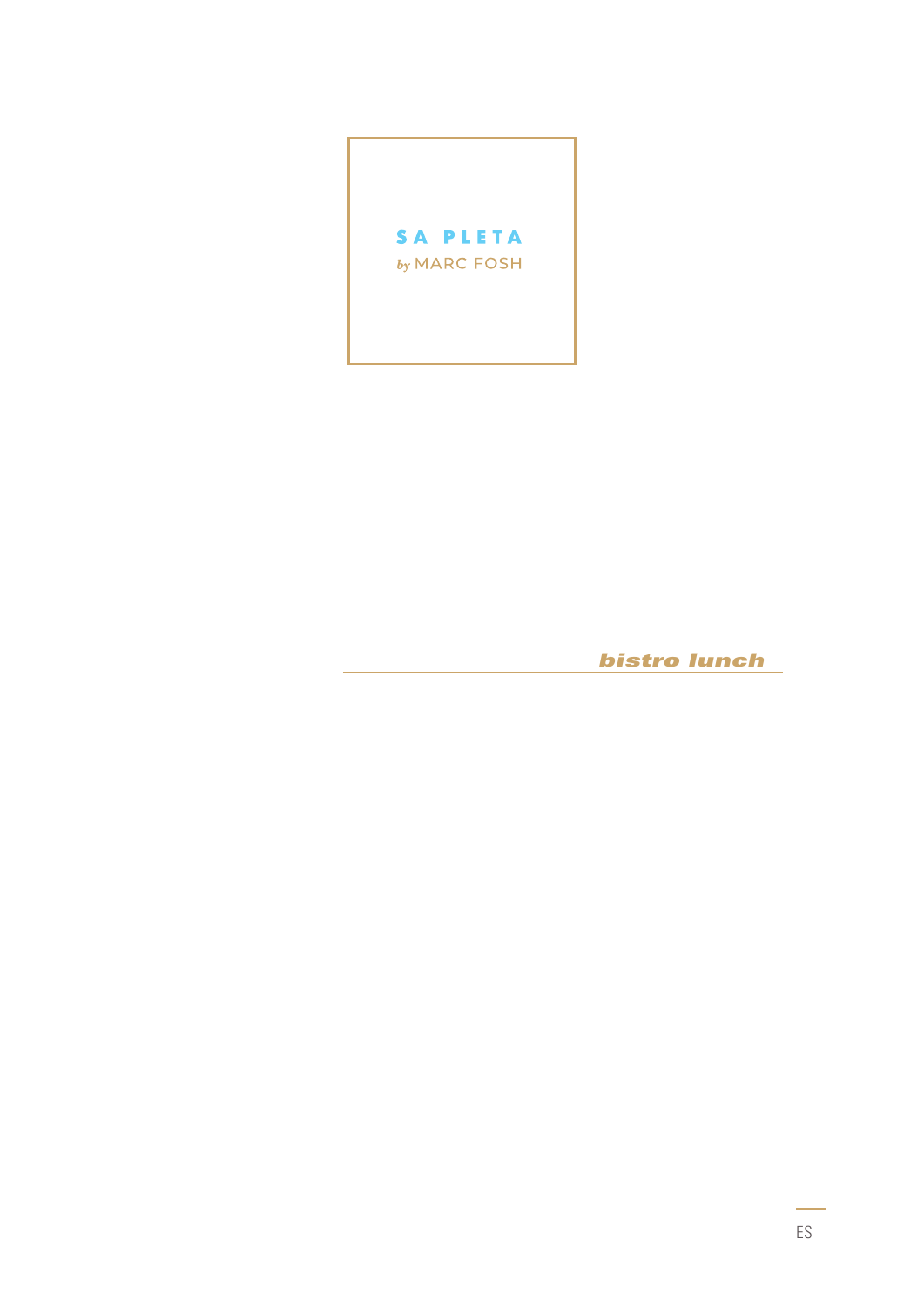# SA PLETA

*by* MARC FOSH

## *bistro lunch*

ES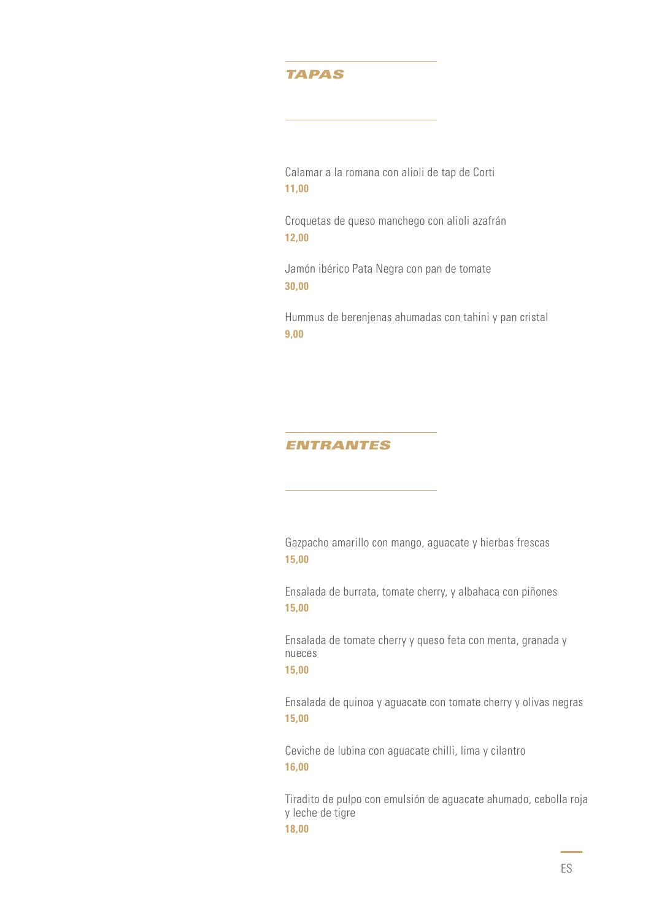## *TAPAS*

Calamar a la romana con alioli de tap de Corti
**11,00**

Croquetas de queso manchego con alioli azafrán
**12,00**

Jamón ibérico Pata Negra con pan de tomate
**30,00**

Hummus de berenjenas ahumadas con tahini y pan cristal
**9,00**

## *ENTRANTES*

Gazpacho amarillo con mango, aguacate y hierbas frescas
**15,00**

Ensalada de burrata, tomate cherry, y albahaca con piñones
**15,00**

Ensalada de tomate cherry y queso feta con menta, granada y nueces
**15,00**

Ensalada de quinoa y aguacate con tomate cherry y olivas negras
**15,00**

Ceviche de lubina con aguacate chilli, lima y cilantro
**16,00**

Tiradito de pulpo con emulsión de aguacate ahumado, cebolla roja y leche de tigre
**18,00**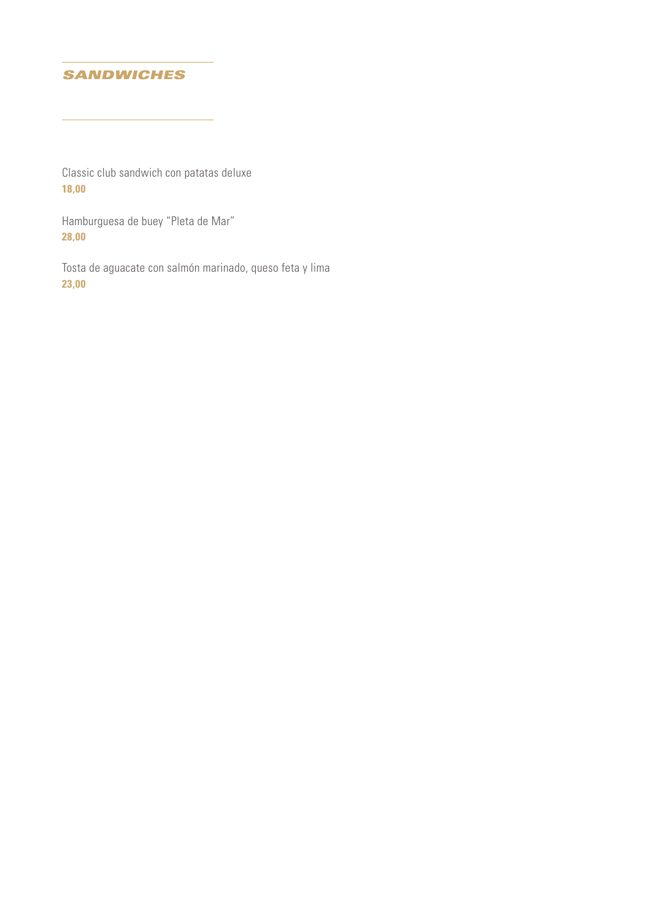## SANDWICHES

Classic club sandwich con patatas deluxe
**18,00**

Hamburguesa de buey “Pleta de Mar”
**28,00**

Tosta de aguacate con salmón marinado, queso feta y lima
**23,00**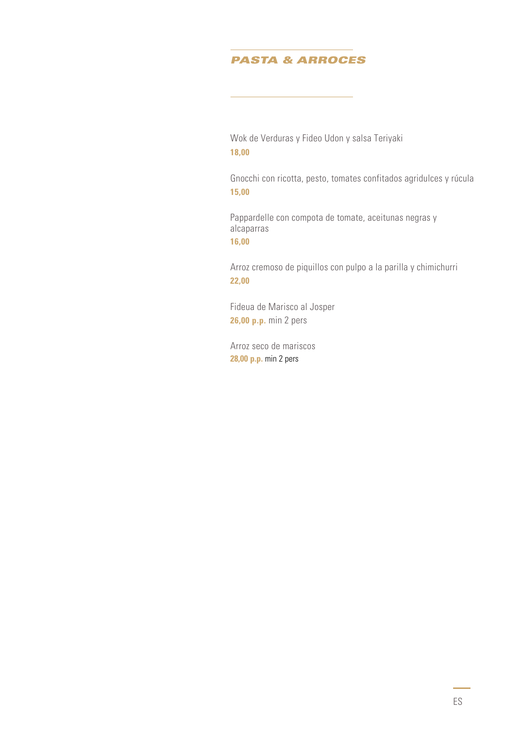## PASTA & ARROCES

Wok de Verduras y Fideo Udon y salsa Teriyaki
**18,00**

Gnocchi con ricotta, pesto, tomates confitados agridulces y rúcula
**15,00**

Pappardelle con compota de tomate, aceitunas negras y alcaparras
**16,00**

Arroz cremoso de piquillos con pulpo a la parilla y chimichurri
**22,00**

Fideua de Marisco al Josper
**26,00 p.p.** min 2 pers

Arroz seco de mariscos
**28,00 p.p.** min 2 pers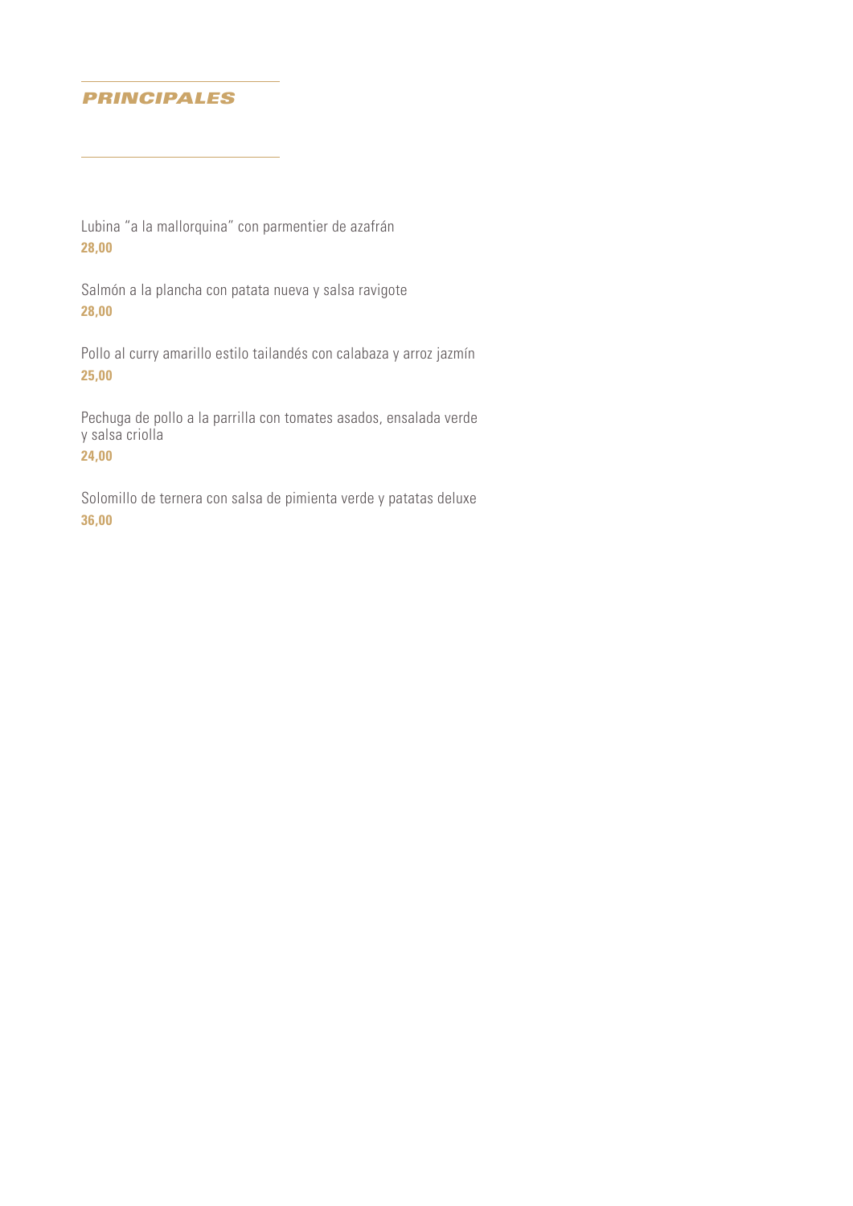## *PRINCIPALES*

Lubina "a la mallorquina" con parmentier de azafrán
**28,00**

Salmón a la plancha con patata nueva y salsa ravigote
**28,00**

Pollo al curry amarillo estilo tailandés con calabaza y arroz jazmín
**25,00**

Pechuga de pollo a la parrilla con tomates asados, ensalada verde y salsa criolla
**24,00**

Solomillo de ternera con salsa de pimienta verde y patatas deluxe
**36,00**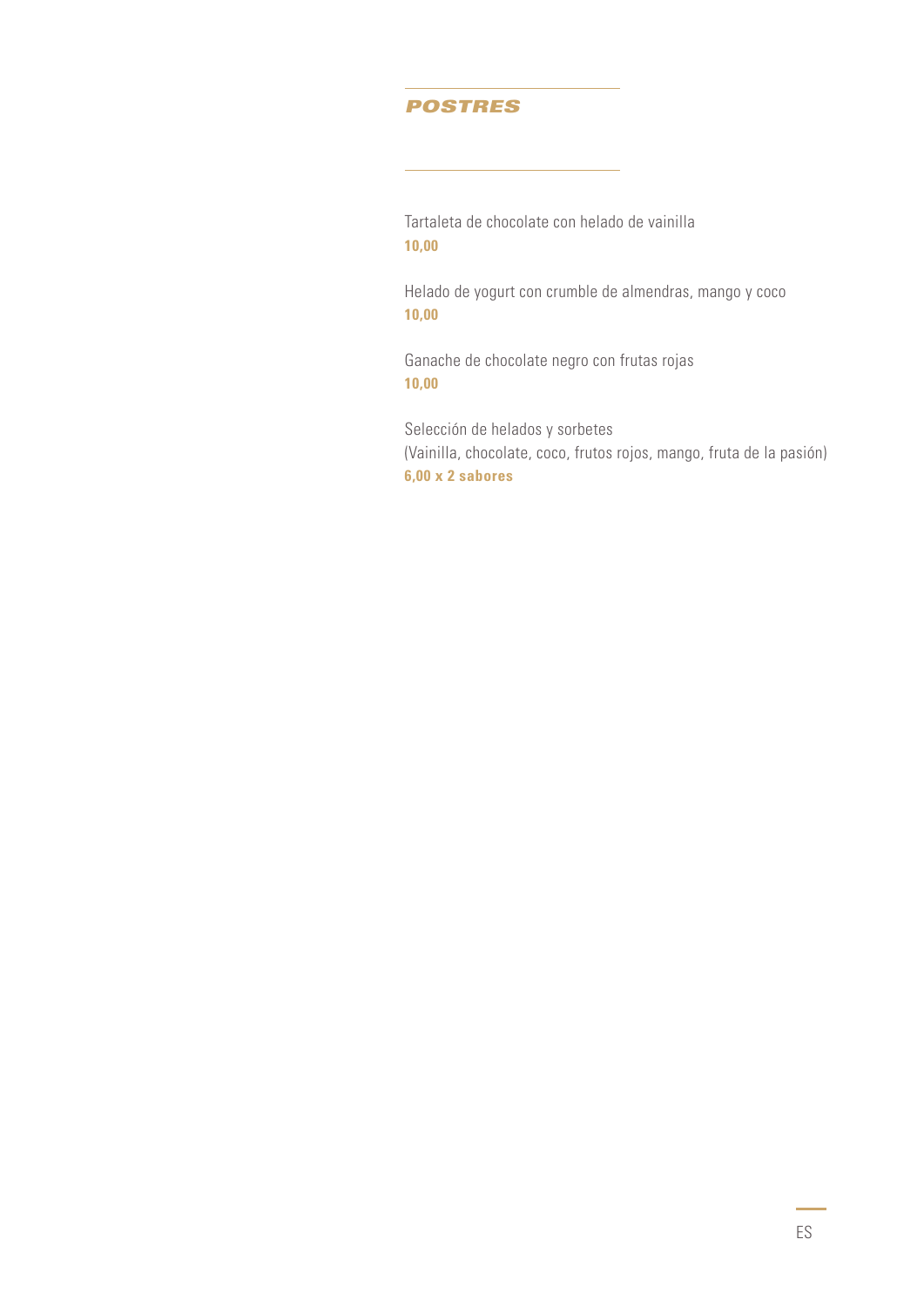## POSTRES

Tartaleta de chocolate con helado de vainilla
**10,00**

Helado de yogurt con crumble de almendras, mango y coco
**10,00**

Ganache de chocolate negro con frutas rojas
**10,00**

Selección de helados y sorbetes
(Vainilla, chocolate, coco, frutos rojos, mango, fruta de la pasión)
**6,00 x 2 sabores**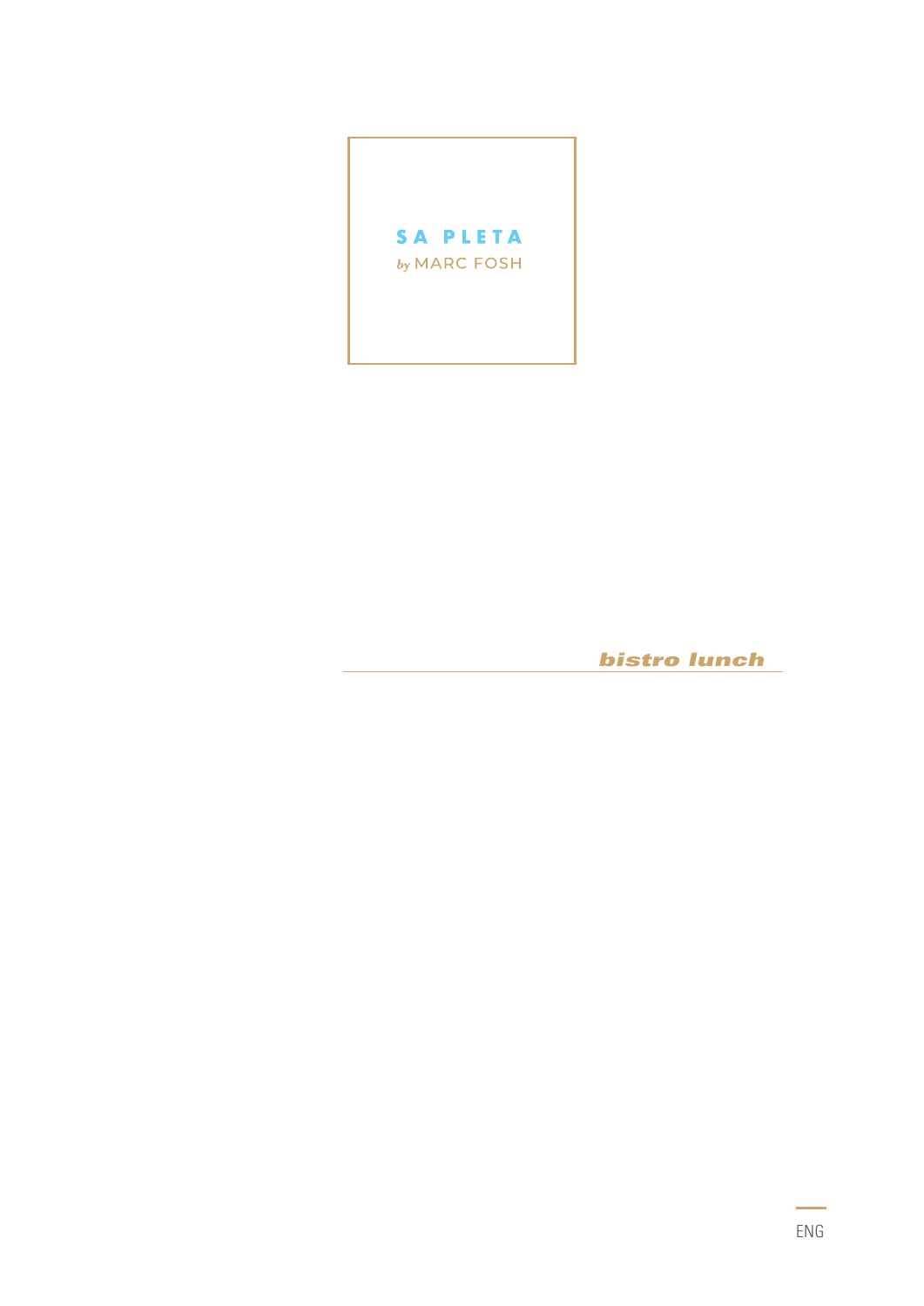# SA PLETA

*by* MARC FOSH

## *bistro lunch*

ENG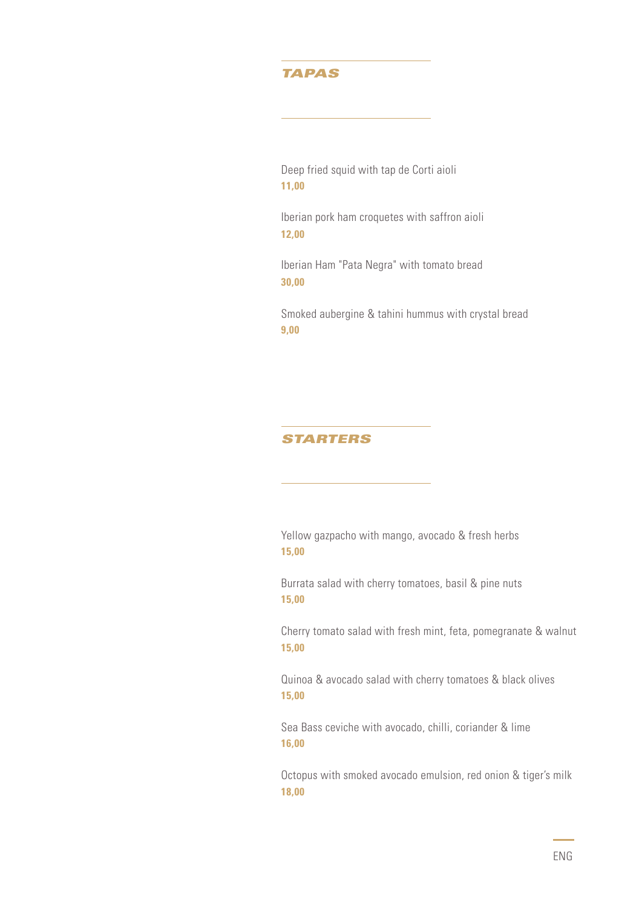## TAPAS

Deep fried squid with tap de Corti aioli
**11,00**

Iberian pork ham croquetes with saffron aioli
**12,00**

Iberian Ham "Pata Negra" with tomato bread
**30,00**

Smoked aubergine & tahini hummus with crystal bread
**9,00**

## STARTERS

Yellow gazpacho with mango, avocado & fresh herbs
**15,00**

Burrata salad with cherry tomatoes, basil & pine nuts
**15,00**

Cherry tomato salad with fresh mint, feta, pomegranate & walnut
**15,00**

Quinoa & avocado salad with cherry tomatoes & black olives
**15,00**

Sea Bass ceviche with avocado, chilli, coriander & lime
**16,00**

Octopus with smoked avocado emulsion, red onion & tiger's milk
**18,00**

ENG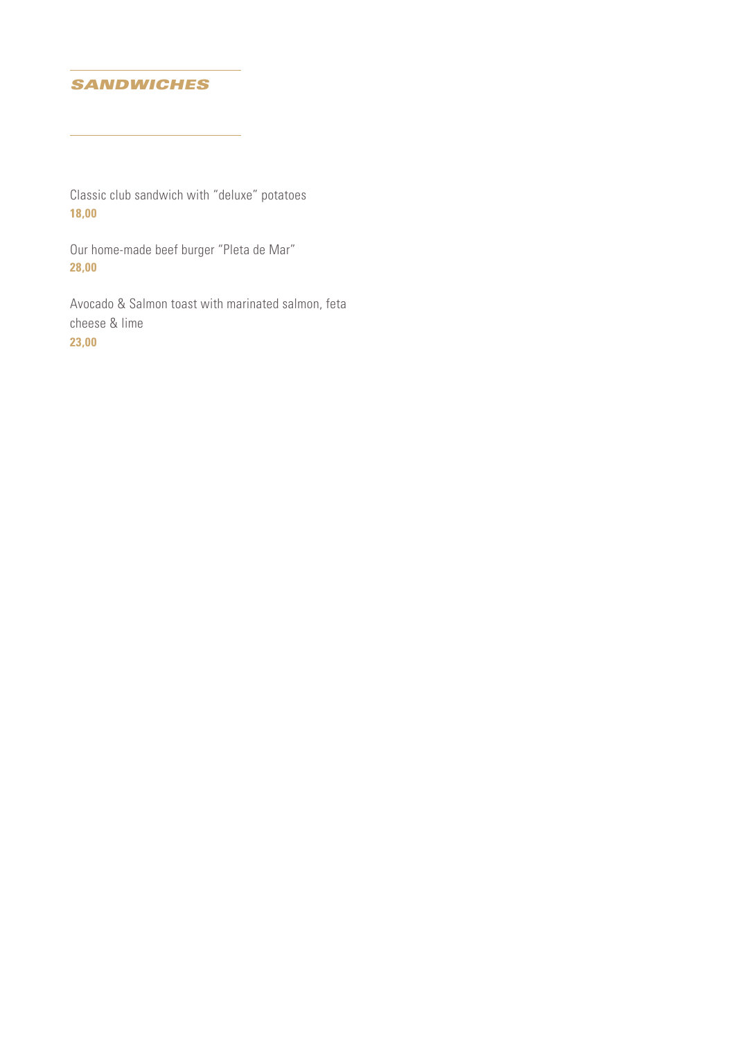## *SANDWICHES*

Classic club sandwich with “deluxe” potatoes
**18,00**

Our home-made beef burger “Pleta de Mar”
**28,00**

Avocado & Salmon toast with marinated salmon, feta cheese & lime
**23,00**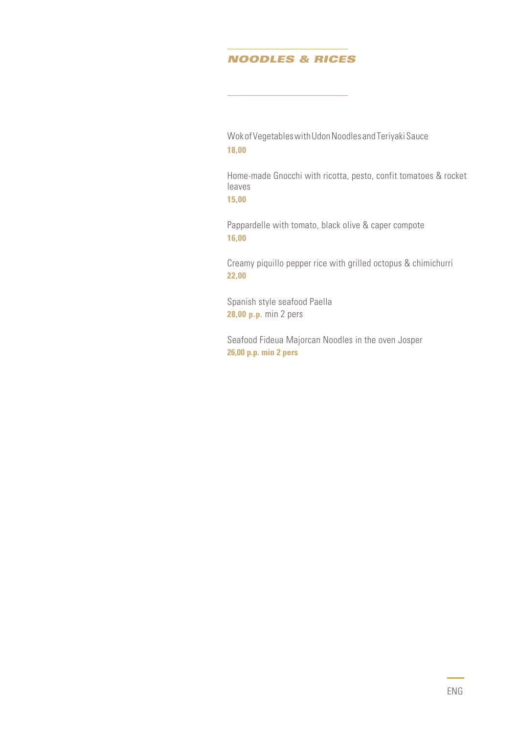## *NOODLES & RICES*

Wok of Vegetables with Udon Noodles and Teriyaki Sauce
**18,00**

Home-made Gnocchi with ricotta, pesto, confit tomatoes & rocket leaves
**15,00**

Pappardelle with tomato, black olive & caper compote
**16,00**

Creamy piquillo pepper rice with grilled octopus & chimichurri
**22,00**

Spanish style seafood Paella
**28,00 p.p.** min 2 pers

Seafood Fideua Majorcan Noodles in the oven Josper
**26,00 p.p. min 2 pers**

ENG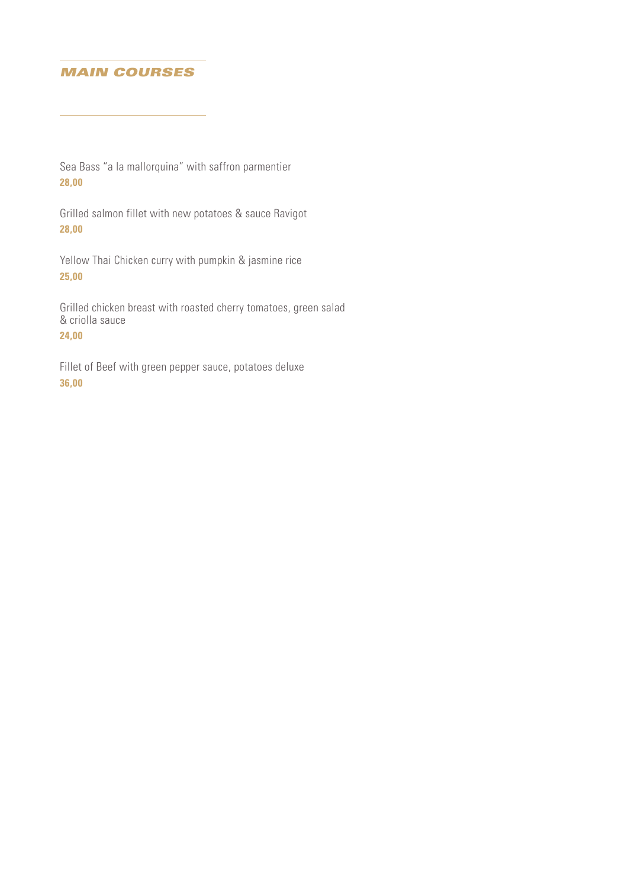## *MAIN COURSES*

Sea Bass "a la mallorquina" with saffron parmentier
**28,00**

Grilled salmon fillet with new potatoes & sauce Ravigot
**28,00**

Yellow Thai Chicken curry with pumpkin & jasmine rice
**25,00**

Grilled chicken breast with roasted cherry tomatoes, green salad & criolla sauce
**24,00**

Fillet of Beef with green pepper sauce, potatoes deluxe
**36,00**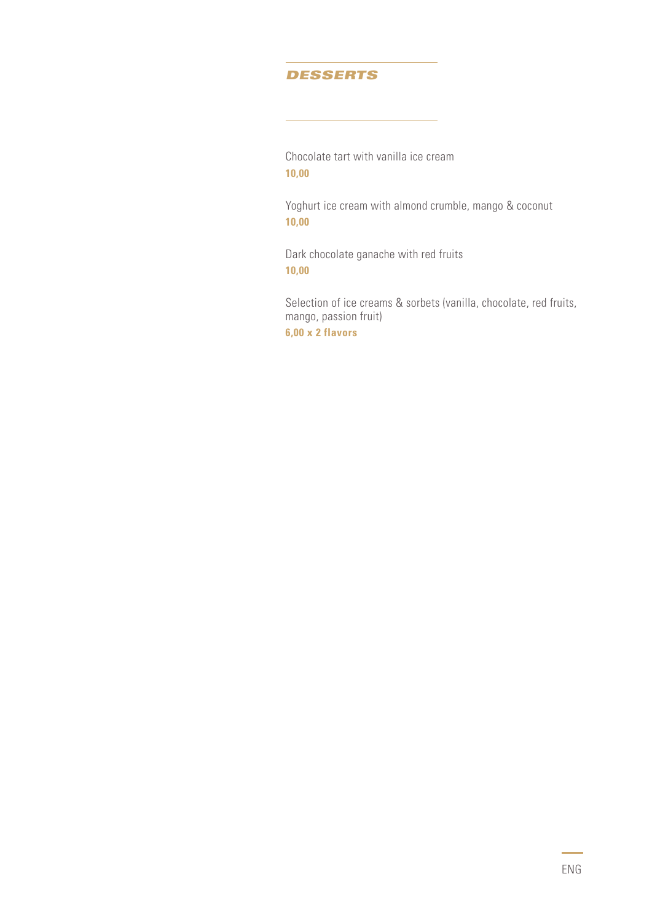## DESSERTS

Chocolate tart with vanilla ice cream
**10,00**

Yoghurt ice cream with almond crumble, mango & coconut
**10,00**

Dark chocolate ganache with red fruits
**10,00**

Selection of ice creams & sorbets (vanilla, chocolate, red fruits, mango, passion fruit)
**6,00 x 2 flavors**

ENG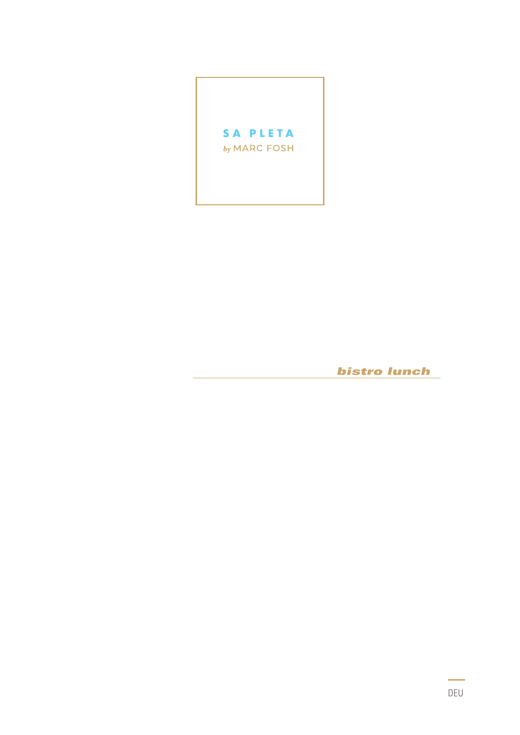# SA PLETA

*by* MARC FOSH

***bistro lunch***

DEU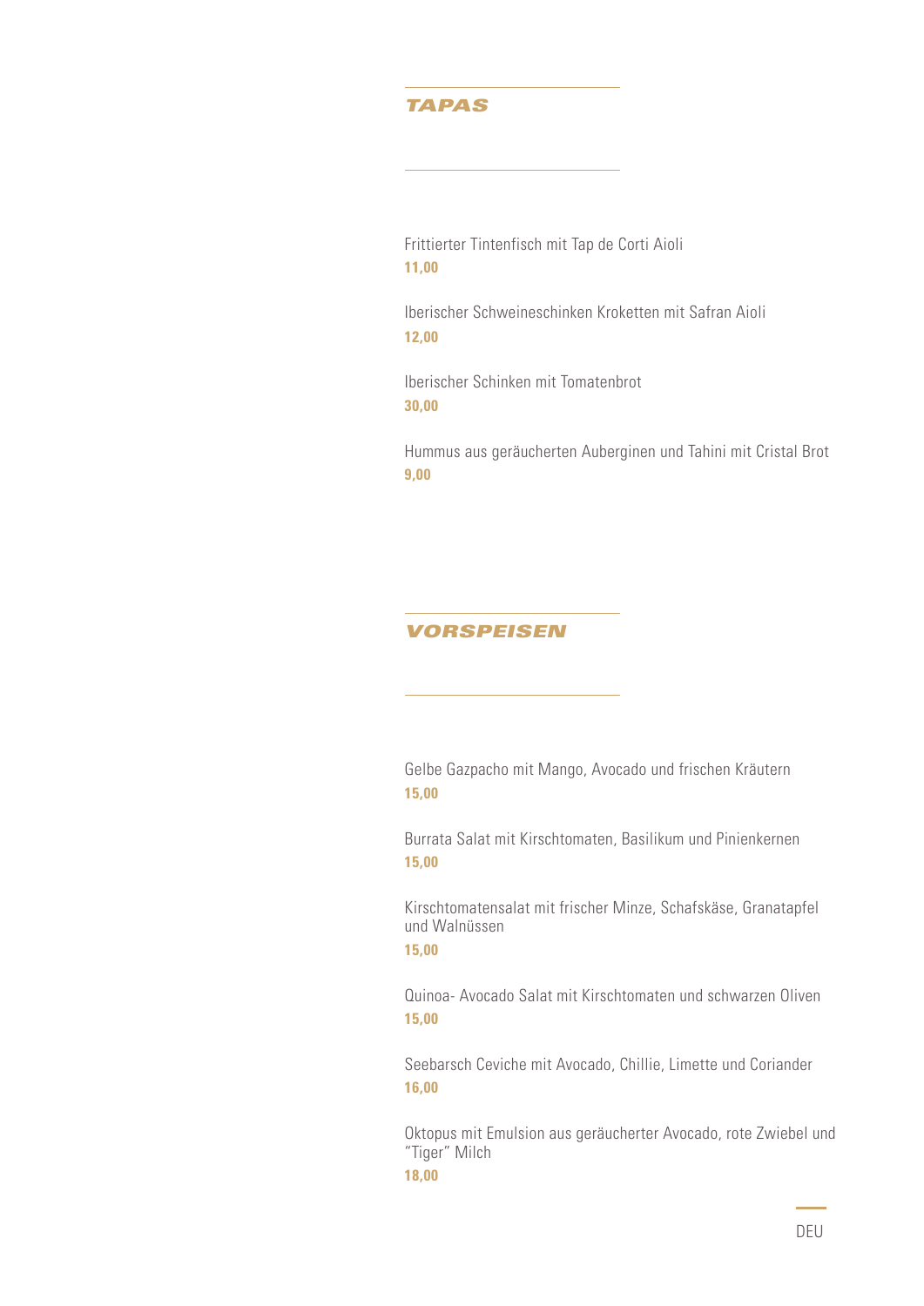## TAPAS

Frittierter Tintenfisch mit Tap de Corti Aioli
**11,00**

Iberischer Schweineschinken Kroketten mit Safran Aioli
**12,00**

Iberischer Schinken mit Tomatenbrot
**30,00**

Hummus aus geräucherten Auberginen und Tahini mit Cristal Brot
**9,00**

## VORSPEISEN

Gelbe Gazpacho mit Mango, Avocado und frischen Kräutern
**15,00**

Burrata Salat mit Kirschtomaten, Basilikum und Pinienkernen
**15,00**

Kirschtomatensalat mit frischer Minze, Schafskäse, Granatapfel und Walnüssen
**15,00**

Quinoa- Avocado Salat mit Kirschtomaten und schwarzen Oliven
**15,00**

Seebarsch Ceviche mit Avocado, Chillie, Limette und Coriander
**16,00**

Oktopus mit Emulsion aus geräucherter Avocado, rote Zwiebel und "Tiger" Milch
**18,00**

DEU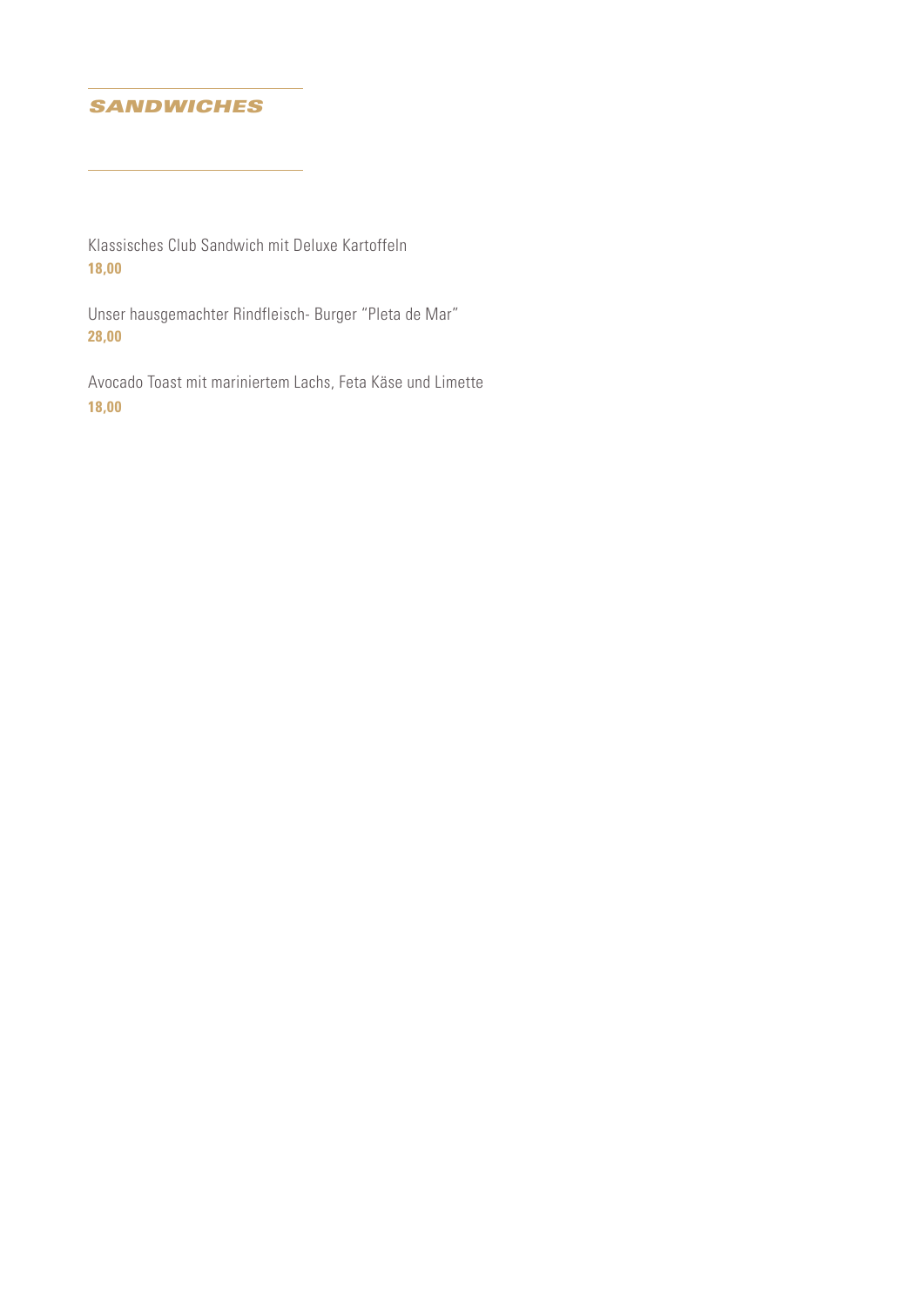## *SANDWICHES*

Klassisches Club Sandwich mit Deluxe Kartoffeln
**18,00**

Unser hausgemachter Rindfleisch- Burger "Pleta de Mar"
**28,00**

Avocado Toast mit mariniertem Lachs, Feta Käse und Limette
**18,00**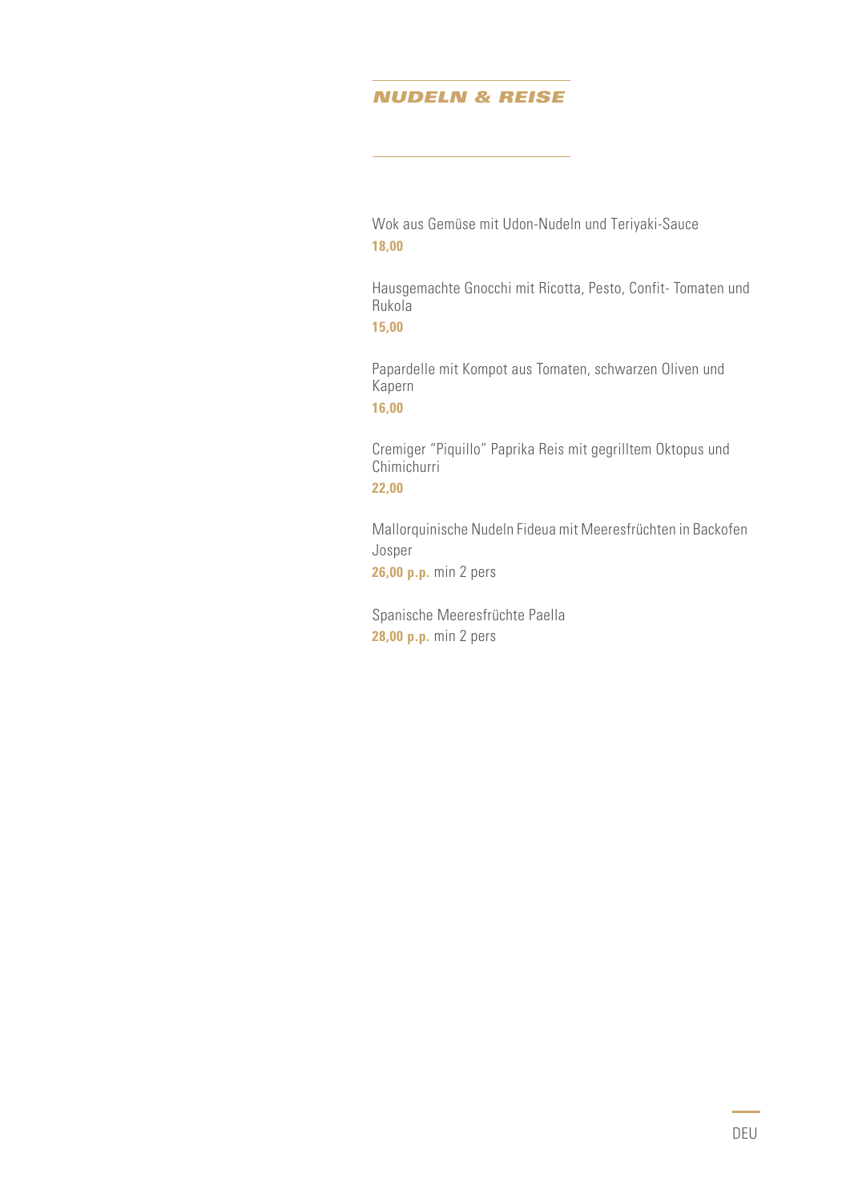## NUDELN & REISE

Wok aus Gemüse mit Udon-Nudeln und Teriyaki-Sauce
**18,00**

Hausgemachte Gnocchi mit Ricotta, Pesto, Confit- Tomaten und Rukola
**15,00**

Papardelle mit Kompot aus Tomaten, schwarzen Oliven und Kapern
**16,00**

Cremiger "Piquillo" Paprika Reis mit gegrilltem Oktopus und Chimichurri
**22,00**

Mallorquinische Nudeln Fideua mit Meeresfrüchten in Backofen Josper
**26,00 p.p.** min 2 pers

Spanische Meeresfrüchte Paella
**28,00 p.p.** min 2 pers

DEU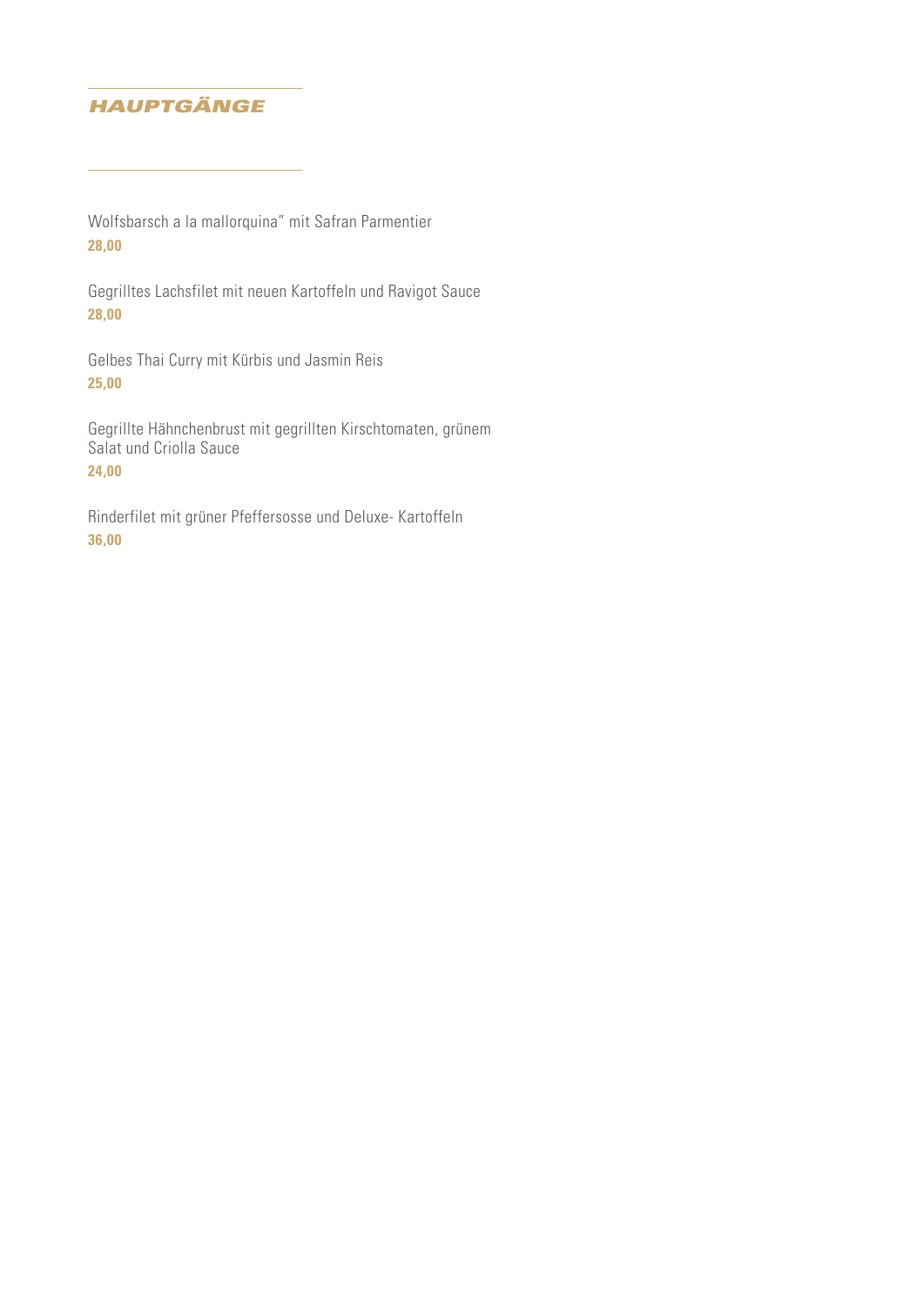## HAUPTGÄNGE

Wolfsbarsch a la mallorquina" mit Safran Parmentier
**28,00**

Gegrilltes Lachsfilet mit neuen Kartoffeln und Ravigot Sauce
**28,00**

Gelbes Thai Curry mit Kürbis und Jasmin Reis
**25,00**

Gegrillte Hähnchenbrust mit gegrillten Kirschtomaten, grünem Salat und Criolla Sauce
**24,00**

Rinderfilet mit grüner Pfeffersosse und Deluxe- Kartoffeln
**36,00**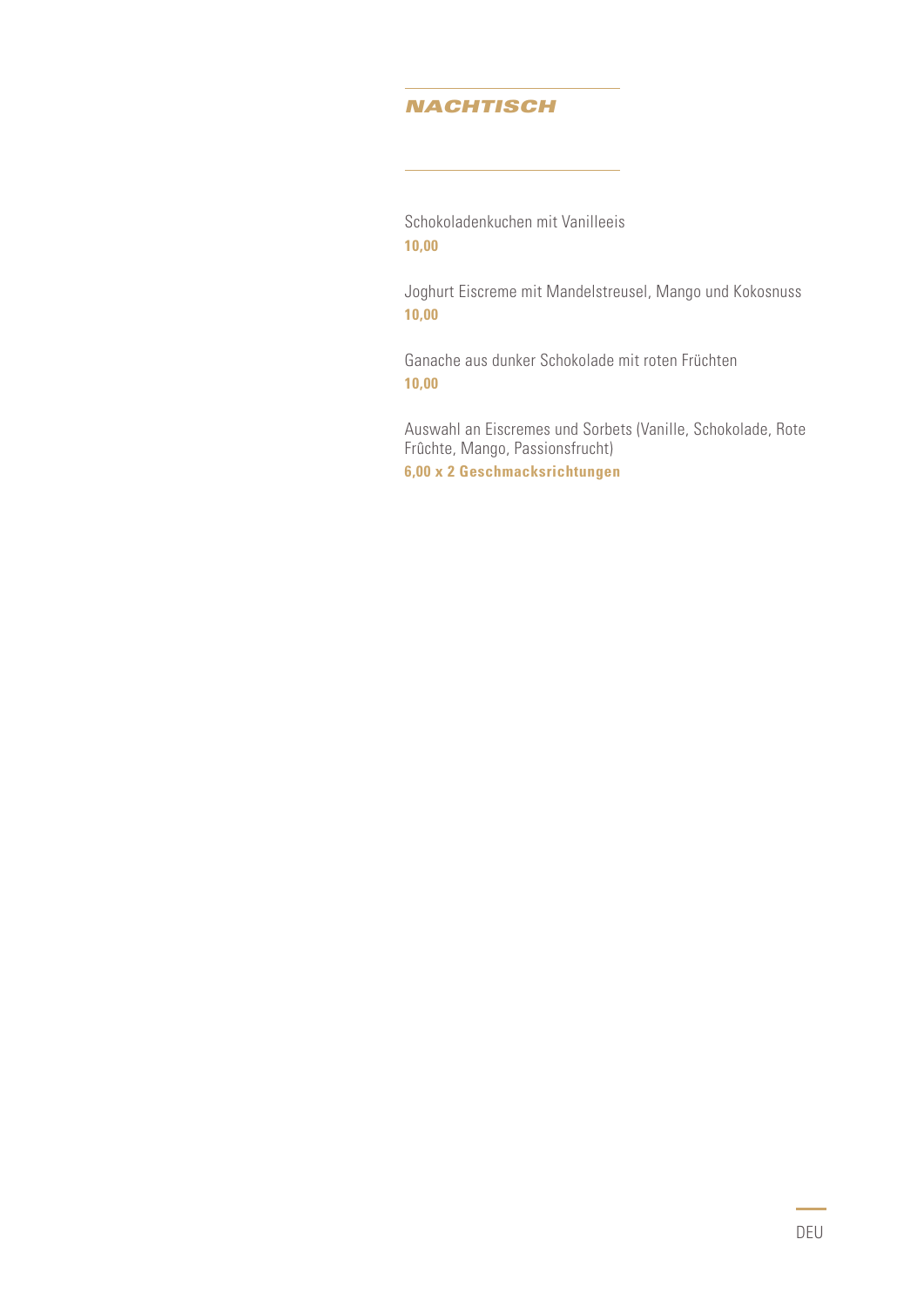## NACHTISCH

Schokoladenkuchen mit Vanilleeis
**10,00**

Joghurt Eiscreme mit Mandelstreusel, Mango und Kokosnuss
**10,00**

Ganache aus dunker Schokolade mit roten Früchten
**10,00**

Auswahl an Eiscremes und Sorbets (Vanille, Schokolade, Rote Frûchte, Mango, Passionsfrucht)
**6,00 x 2 Geschmacksrichtungen**

DEU